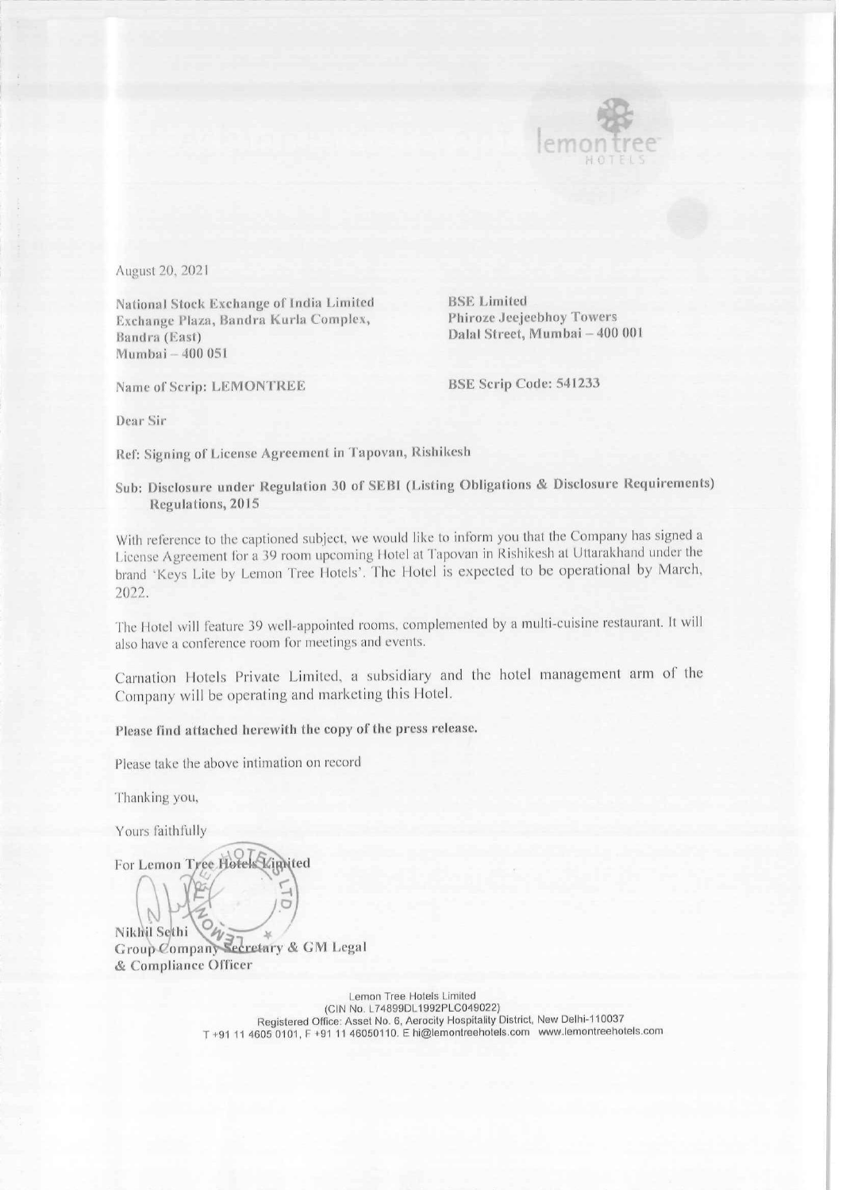August 20, 2021

National Stock Exchange of India Limited
Exchange Plaza, Bandra Kurla Complex,
Bandra (East)
Mumbai – 400 051

BSE Limited
Phiroze Jeejeebhoy Towers
Dalal Street, Mumbai – 400 001

Name of Scrip: LEMONTREE

BSE Scrip Code: 541233

Dear Sir

**Ref: Signing of License Agreement in Tapovan, Rishikesh**

**Sub: Disclosure under Regulation 30 of SEBI (Listing Obligations & Disclosure Requirements) Regulations, 2015**

With reference to the captioned subject, we would like to inform you that the Company has signed a License Agreement for a 39 room upcoming Hotel at Tapovan in Rishikesh at Uttarakhand under the brand 'Keys Lite by Lemon Tree Hotels'. The Hotel is expected to be operational by March, 2022.

The Hotel will feature 39 well-appointed rooms, complemented by a multi-cuisine restaurant. It will also have a conference room for meetings and events.

Carnation Hotels Private Limited, a subsidiary and the hotel management arm of the Company will be operating and marketing this Hotel.

**Please find attached herewith the copy of the press release.**

Please take the above intimation on record

Thanking you,

Yours faithfully

**For Lemon Tree Hotels Limited**

**Nikhil Sethi**
**Group Company Secretary & GM Legal**
**& Compliance Officer**

Lemon Tree Hotels Limited
(CIN No. L74899DL1992PLC049022)
Registered Office: Asset No. 6, Aerocity Hospitality District, New Delhi-110037
T +91 11 4605 0101, F +91 11 46050110. E hi@lemontreehotels.com www.lemontreehotels.com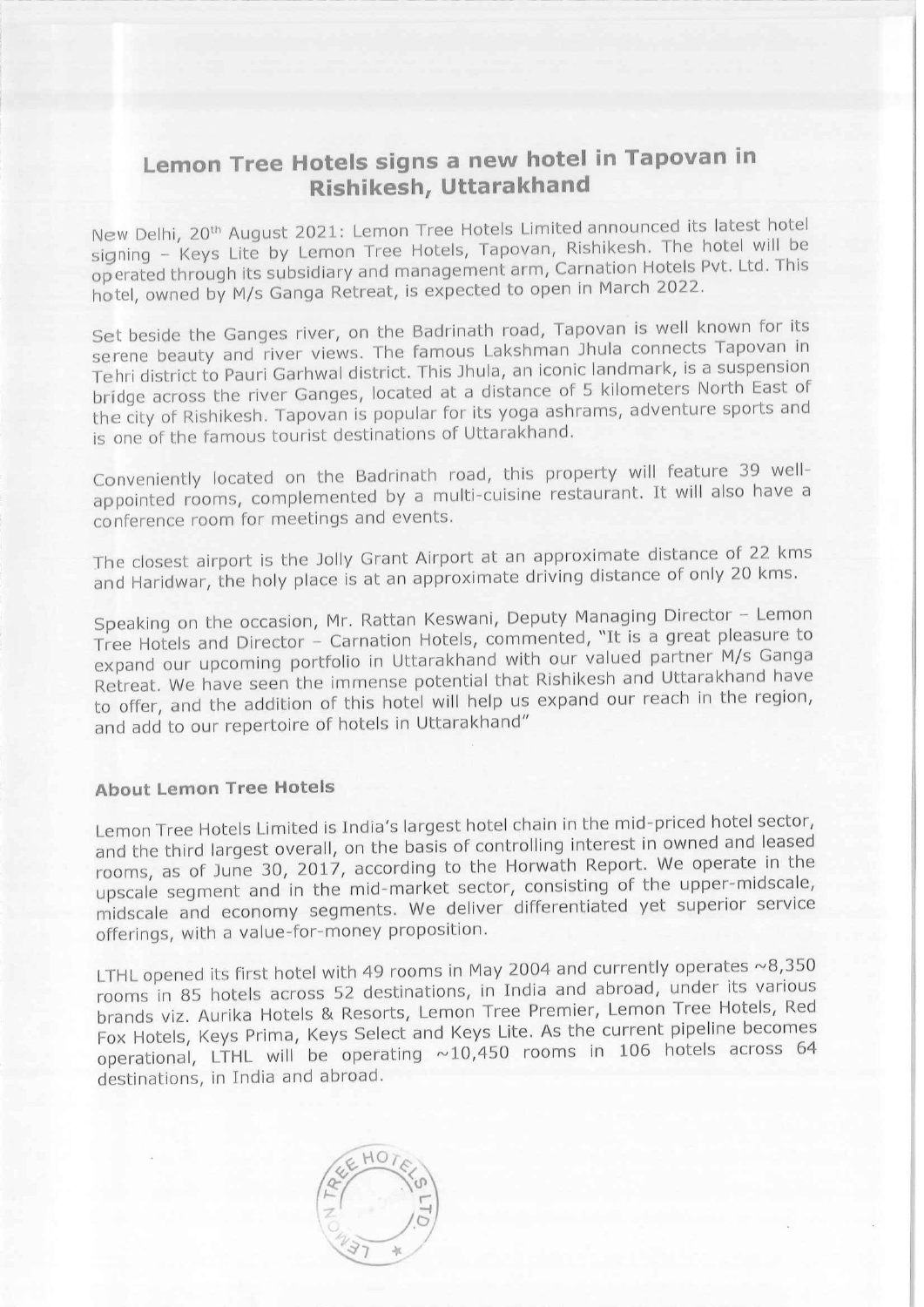# Lemon Tree Hotels signs a new hotel in Tapovan in Rishikesh, Uttarakhand

New Delhi, 20th August 2021: Lemon Tree Hotels Limited announced its latest hotel signing – Keys Lite by Lemon Tree Hotels, Tapovan, Rishikesh. The hotel will be operated through its subsidiary and management arm, Carnation Hotels Pvt. Ltd. This hotel, owned by M/s Ganga Retreat, is expected to open in March 2022.

Set beside the Ganges river, on the Badrinath road, Tapovan is well known for its serene beauty and river views. The famous Lakshman Jhula connects Tapovan in Tehri district to Pauri Garhwal district. This Jhula, an iconic landmark, is a suspension bridge across the river Ganges, located at a distance of 5 kilometers North East of the city of Rishikesh. Tapovan is popular for its yoga ashrams, adventure sports and is one of the famous tourist destinations of Uttarakhand.

Conveniently located on the Badrinath road, this property will feature 39 well-appointed rooms, complemented by a multi-cuisine restaurant. It will also have a conference room for meetings and events.

The closest airport is the Jolly Grant Airport at an approximate distance of 22 kms and Haridwar, the holy place is at an approximate driving distance of only 20 kms.

Speaking on the occasion, Mr. Rattan Keswani, Deputy Managing Director – Lemon Tree Hotels and Director – Carnation Hotels, commented, "It is a great pleasure to expand our upcoming portfolio in Uttarakhand with our valued partner M/s Ganga Retreat. We have seen the immense potential that Rishikesh and Uttarakhand have to offer, and the addition of this hotel will help us expand our reach in the region, and add to our repertoire of hotels in Uttarakhand"

## About Lemon Tree Hotels

Lemon Tree Hotels Limited is India's largest hotel chain in the mid-priced hotel sector, and the third largest overall, on the basis of controlling interest in owned and leased rooms, as of June 30, 2017, according to the Horwath Report. We operate in the upscale segment and in the mid-market sector, consisting of the upper-midscale, midscale and economy segments. We deliver differentiated yet superior service offerings, with a value-for-money proposition.

LTHL opened its first hotel with 49 rooms in May 2004 and currently operates ~8,350 rooms in 85 hotels across 52 destinations, in India and abroad, under its various brands viz. Aurika Hotels & Resorts, Lemon Tree Premier, Lemon Tree Hotels, Red Fox Hotels, Keys Prima, Keys Select and Keys Lite. As the current pipeline becomes operational, LTHL will be operating ~10,450 rooms in 106 hotels across 64 destinations, in India and abroad.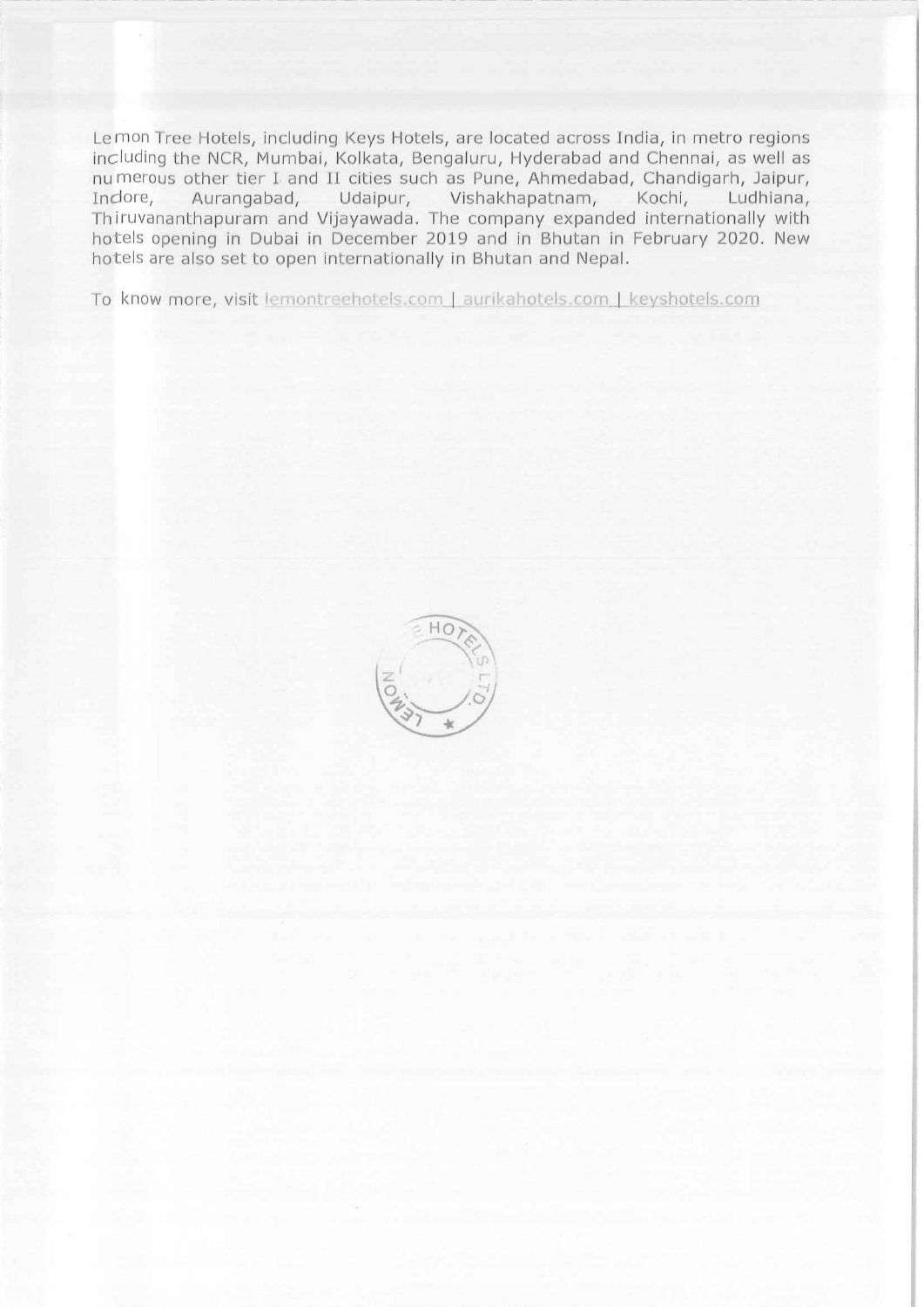Lemon Tree Hotels, including Keys Hotels, are located across India, in metro regions including the NCR, Mumbai, Kolkata, Bengaluru, Hyderabad and Chennai, as well as numerous other tier I and II cities such as Pune, Ahmedabad, Chandigarh, Jaipur, Indore, Aurangabad, Udaipur, Vishakhapatnam, Kochi, Ludhiana, Thiruvananthapuram and Vijayawada. The company expanded internationally with hotels opening in Dubai in December 2019 and in Bhutan in February 2020. New hotels are also set to open internationally in Bhutan and Nepal.

To know more, visit lemontreehotels.com | aurikahotels.com | keyshotels.com